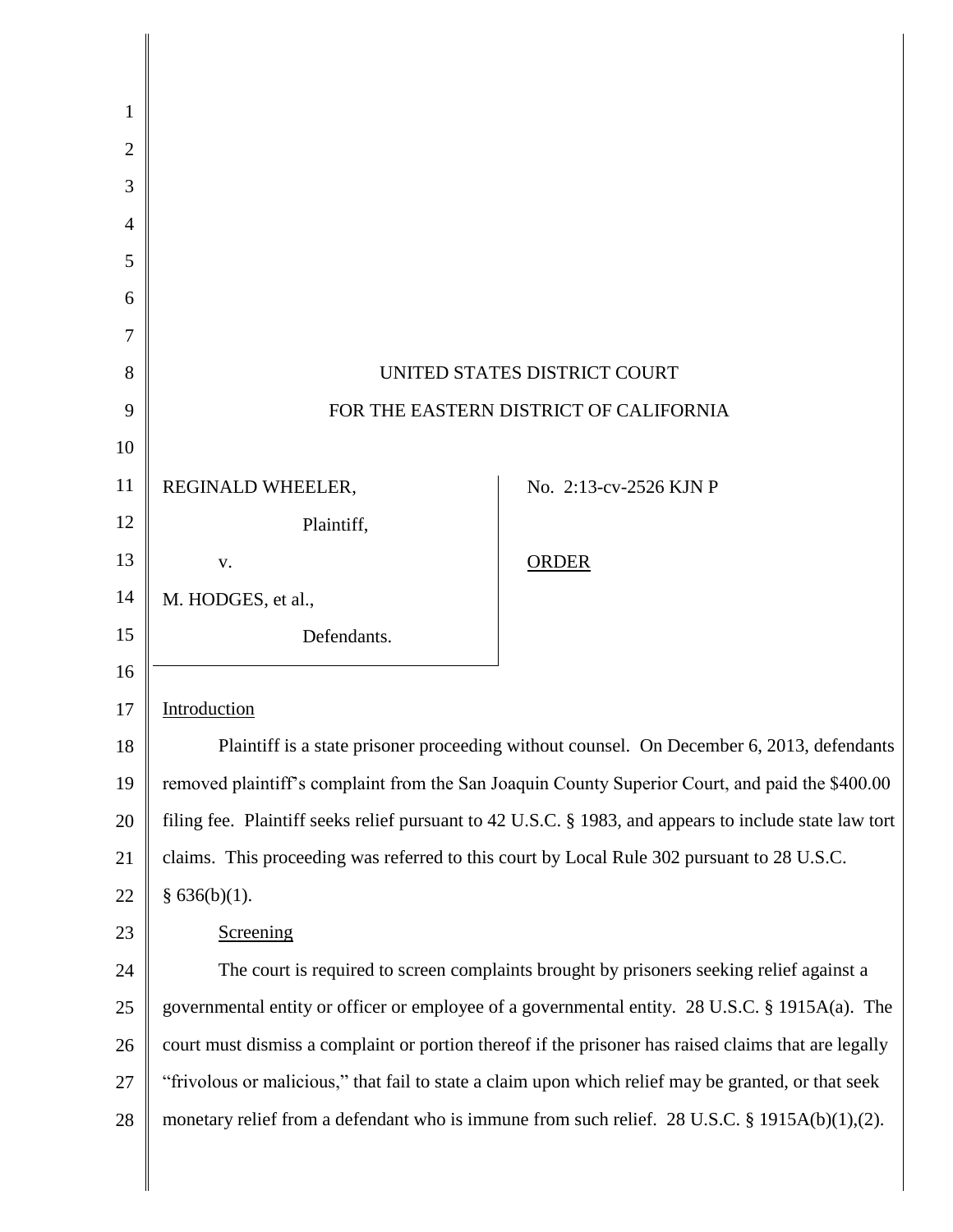UNITED STATES DISTRICT COURT

FOR THE EASTERN DISTRICT OF CALIFORNIA

| | |
|---|---|
| REGINALD WHEELER,<br>Plaintiff,<br>v.<br>M. HODGES, et al.,<br>Defendants. | No. 2:13-cv-2526 KJN P<br><br>ORDER |

Introduction

Plaintiff is a state prisoner proceeding without counsel. On December 6, 2013, defendants removed plaintiff's complaint from the San Joaquin County Superior Court, and paid the $400.00 filing fee. Plaintiff seeks relief pursuant to 42 U.S.C. § 1983, and appears to include state law tort claims. This proceeding was referred to this court by Local Rule 302 pursuant to 28 U.S.C. § 636(b)(1).

Screening

The court is required to screen complaints brought by prisoners seeking relief against a governmental entity or officer or employee of a governmental entity. 28 U.S.C. § 1915A(a). The court must dismiss a complaint or portion thereof if the prisoner has raised claims that are legally "frivolous or malicious," that fail to state a claim upon which relief may be granted, or that seek monetary relief from a defendant who is immune from such relief. 28 U.S.C. § 1915A(b)(1),(2).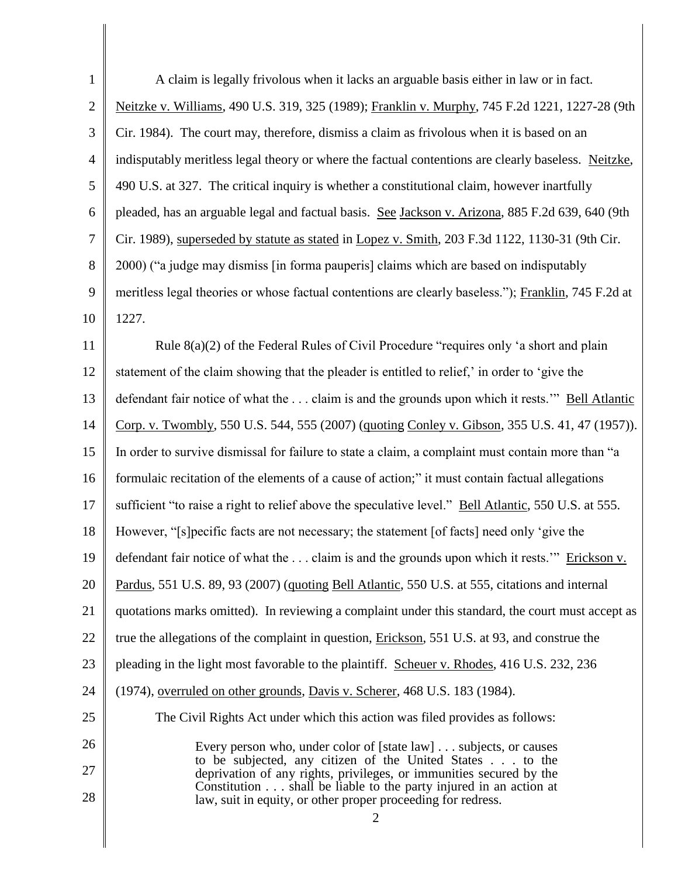A claim is legally frivolous when it lacks an arguable basis either in law or in fact. Neitzke v. Williams, 490 U.S. 319, 325 (1989); Franklin v. Murphy, 745 F.2d 1221, 1227-28 (9th Cir. 1984). The court may, therefore, dismiss a claim as frivolous when it is based on an indisputably meritless legal theory or where the factual contentions are clearly baseless. Neitzke, 490 U.S. at 327. The critical inquiry is whether a constitutional claim, however inartfully pleaded, has an arguable legal and factual basis. See Jackson v. Arizona, 885 F.2d 639, 640 (9th Cir. 1989), superseded by statute as stated in Lopez v. Smith, 203 F.3d 1122, 1130-31 (9th Cir. 2000) ("a judge may dismiss [in forma pauperis] claims which are based on indisputably meritless legal theories or whose factual contentions are clearly baseless."); Franklin, 745 F.2d at 1227.

Rule 8(a)(2) of the Federal Rules of Civil Procedure "requires only 'a short and plain statement of the claim showing that the pleader is entitled to relief,' in order to 'give the defendant fair notice of what the . . . claim is and the grounds upon which it rests.'" Bell Atlantic Corp. v. Twombly, 550 U.S. 544, 555 (2007) (quoting Conley v. Gibson, 355 U.S. 41, 47 (1957)). In order to survive dismissal for failure to state a claim, a complaint must contain more than "a formulaic recitation of the elements of a cause of action;" it must contain factual allegations sufficient "to raise a right to relief above the speculative level." Bell Atlantic, 550 U.S. at 555. However, "[s]pecific facts are not necessary; the statement [of facts] need only 'give the defendant fair notice of what the . . . claim is and the grounds upon which it rests.'" Erickson v. Pardus, 551 U.S. 89, 93 (2007) (quoting Bell Atlantic, 550 U.S. at 555, citations and internal quotations marks omitted). In reviewing a complaint under this standard, the court must accept as true the allegations of the complaint in question, Erickson, 551 U.S. at 93, and construe the pleading in the light most favorable to the plaintiff. Scheuer v. Rhodes, 416 U.S. 232, 236 (1974), overruled on other grounds, Davis v. Scherer, 468 U.S. 183 (1984).

The Civil Rights Act under which this action was filed provides as follows:

> Every person who, under color of [state law] . . . subjects, or causes to be subjected, any citizen of the United States . . . to the deprivation of any rights, privileges, or immunities secured by the Constitution . . . shall be liable to the party injured in an action at law, suit in equity, or other proper proceeding for redress.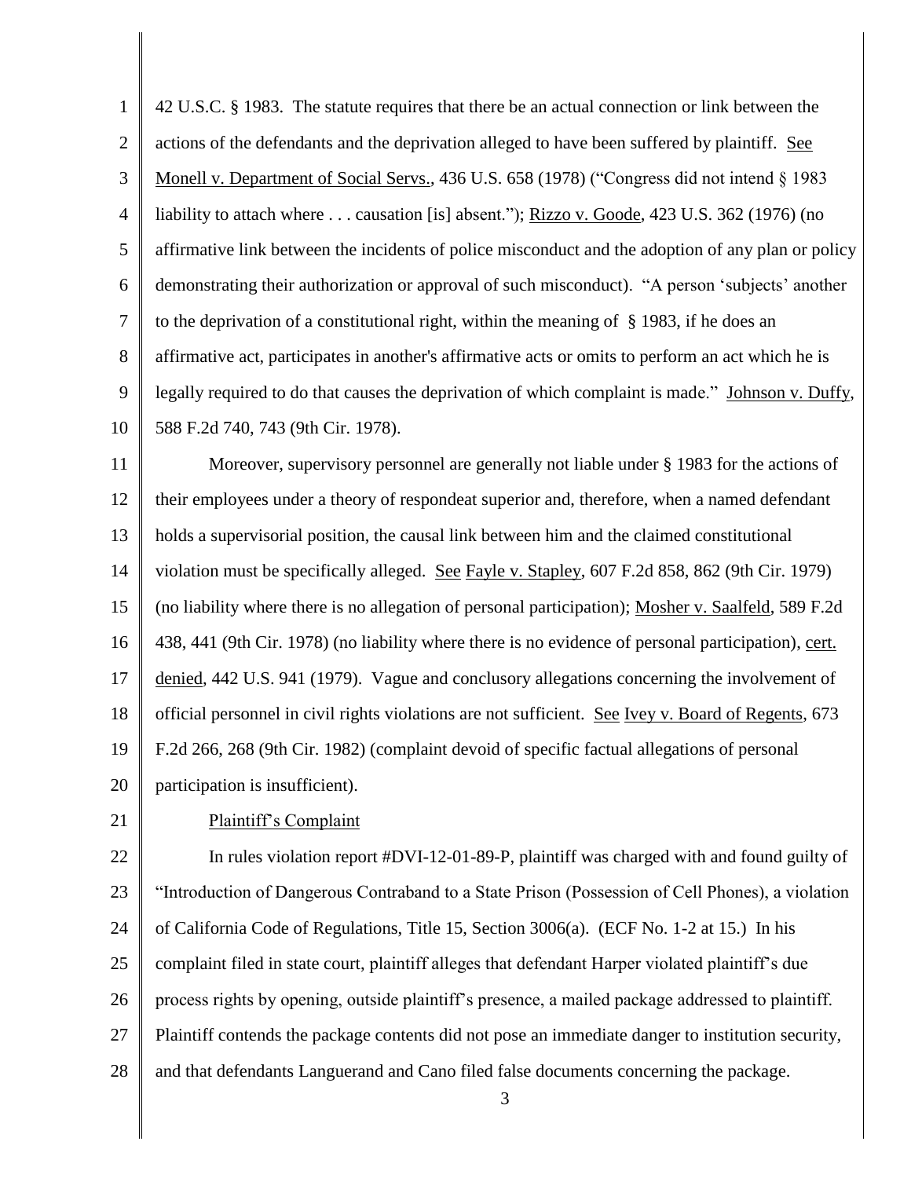42 U.S.C. § 1983. The statute requires that there be an actual connection or link between the actions of the defendants and the deprivation alleged to have been suffered by plaintiff. See Monell v. Department of Social Servs., 436 U.S. 658 (1978) ("Congress did not intend § 1983 liability to attach where . . . causation [is] absent."); Rizzo v. Goode, 423 U.S. 362 (1976) (no affirmative link between the incidents of police misconduct and the adoption of any plan or policy demonstrating their authorization or approval of such misconduct). "A person 'subjects' another to the deprivation of a constitutional right, within the meaning of § 1983, if he does an affirmative act, participates in another's affirmative acts or omits to perform an act which he is legally required to do that causes the deprivation of which complaint is made." Johnson v. Duffy, 588 F.2d 740, 743 (9th Cir. 1978).

Moreover, supervisory personnel are generally not liable under § 1983 for the actions of their employees under a theory of respondeat superior and, therefore, when a named defendant holds a supervisorial position, the causal link between him and the claimed constitutional violation must be specifically alleged. See Fayle v. Stapley, 607 F.2d 858, 862 (9th Cir. 1979) (no liability where there is no allegation of personal participation); Mosher v. Saalfeld, 589 F.2d 438, 441 (9th Cir. 1978) (no liability where there is no evidence of personal participation), cert. denied, 442 U.S. 941 (1979). Vague and conclusory allegations concerning the involvement of official personnel in civil rights violations are not sufficient. See Ivey v. Board of Regents, 673 F.2d 266, 268 (9th Cir. 1982) (complaint devoid of specific factual allegations of personal participation is insufficient).

Plaintiff's Complaint

In rules violation report #DVI-12-01-89-P, plaintiff was charged with and found guilty of "Introduction of Dangerous Contraband to a State Prison (Possession of Cell Phones), a violation of California Code of Regulations, Title 15, Section 3006(a). (ECF No. 1-2 at 15.) In his complaint filed in state court, plaintiff alleges that defendant Harper violated plaintiff's due process rights by opening, outside plaintiff's presence, a mailed package addressed to plaintiff. Plaintiff contends the package contents did not pose an immediate danger to institution security, and that defendants Languerand and Cano filed false documents concerning the package.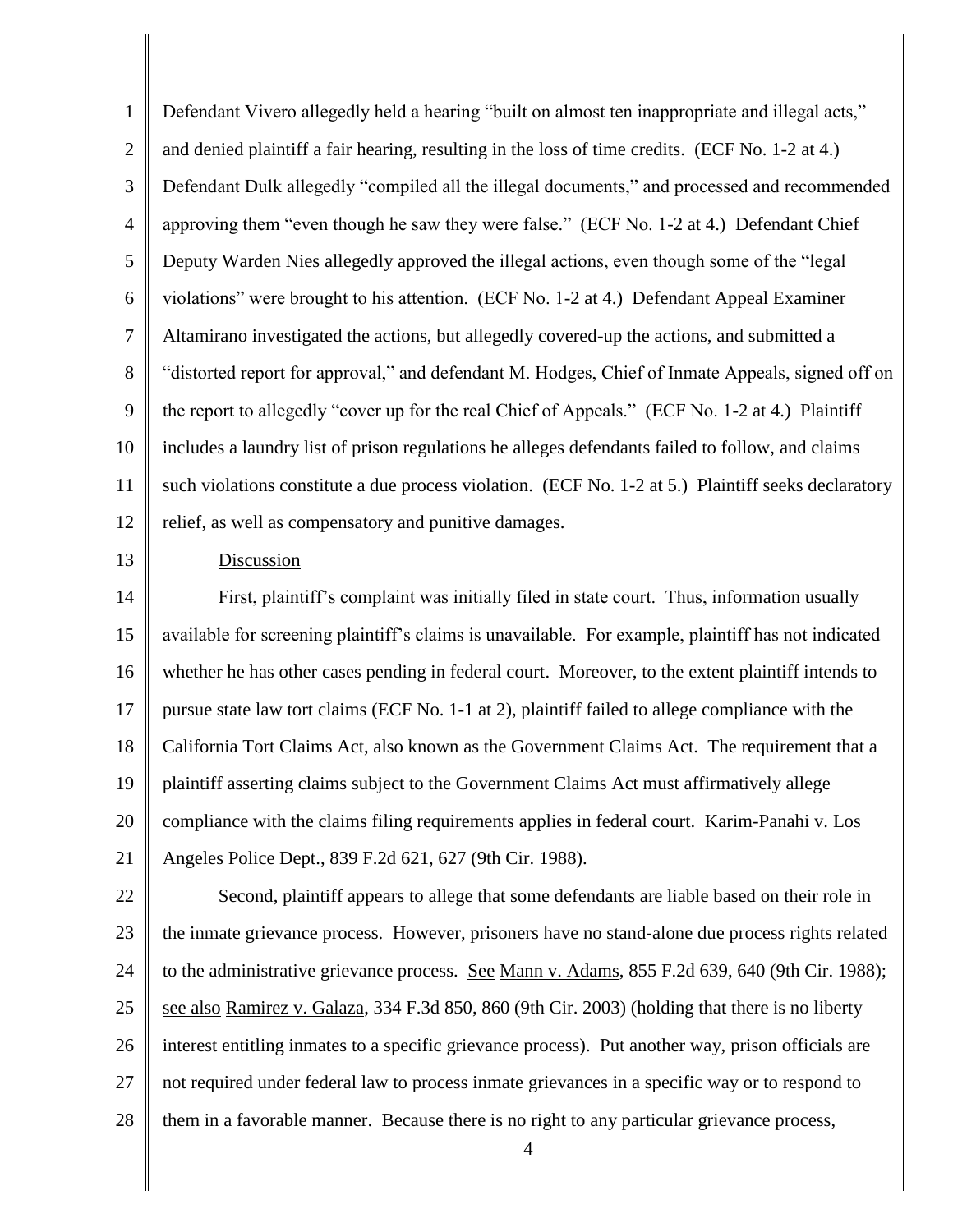Defendant Vivero allegedly held a hearing "built on almost ten inappropriate and illegal acts," and denied plaintiff a fair hearing, resulting in the loss of time credits. (ECF No. 1-2 at 4.) Defendant Dulk allegedly "compiled all the illegal documents," and processed and recommended approving them "even though he saw they were false." (ECF No. 1-2 at 4.) Defendant Chief Deputy Warden Nies allegedly approved the illegal actions, even though some of the "legal violations" were brought to his attention. (ECF No. 1-2 at 4.) Defendant Appeal Examiner Altamirano investigated the actions, but allegedly covered-up the actions, and submitted a "distorted report for approval," and defendant M. Hodges, Chief of Inmate Appeals, signed off on the report to allegedly "cover up for the real Chief of Appeals." (ECF No. 1-2 at 4.) Plaintiff includes a laundry list of prison regulations he alleges defendants failed to follow, and claims such violations constitute a due process violation. (ECF No. 1-2 at 5.) Plaintiff seeks declaratory relief, as well as compensatory and punitive damages.

Discussion

First, plaintiff's complaint was initially filed in state court. Thus, information usually available for screening plaintiff's claims is unavailable. For example, plaintiff has not indicated whether he has other cases pending in federal court. Moreover, to the extent plaintiff intends to pursue state law tort claims (ECF No. 1-1 at 2), plaintiff failed to allege compliance with the California Tort Claims Act, also known as the Government Claims Act. The requirement that a plaintiff asserting claims subject to the Government Claims Act must affirmatively allege compliance with the claims filing requirements applies in federal court. Karim-Panahi v. Los Angeles Police Dept., 839 F.2d 621, 627 (9th Cir. 1988).

Second, plaintiff appears to allege that some defendants are liable based on their role in the inmate grievance process. However, prisoners have no stand-alone due process rights related to the administrative grievance process. See Mann v. Adams, 855 F.2d 639, 640 (9th Cir. 1988); see also Ramirez v. Galaza, 334 F.3d 850, 860 (9th Cir. 2003) (holding that there is no liberty interest entitling inmates to a specific grievance process). Put another way, prison officials are not required under federal law to process inmate grievances in a specific way or to respond to them in a favorable manner. Because there is no right to any particular grievance process,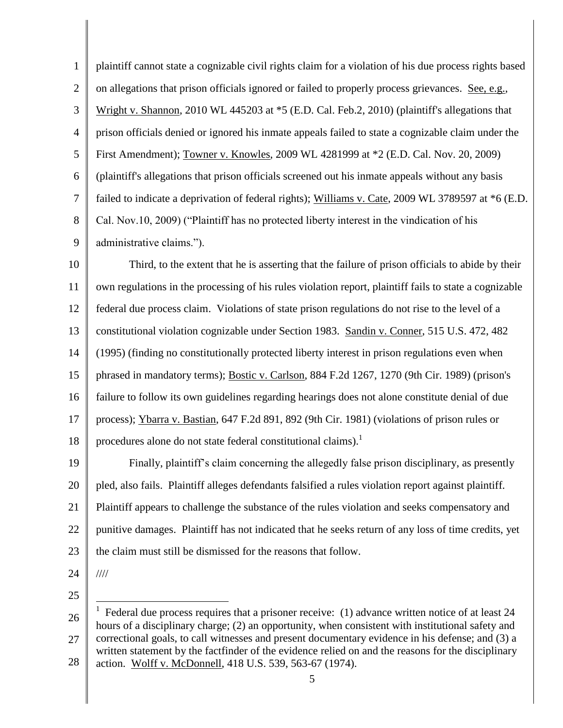plaintiff cannot state a cognizable civil rights claim for a violation of his due process rights based on allegations that prison officials ignored or failed to properly process grievances. See, e.g., Wright v. Shannon, 2010 WL 445203 at *5 (E.D. Cal. Feb.2, 2010) (plaintiff's allegations that prison officials denied or ignored his inmate appeals failed to state a cognizable claim under the First Amendment); Towner v. Knowles, 2009 WL 4281999 at *2 (E.D. Cal. Nov. 20, 2009) (plaintiff's allegations that prison officials screened out his inmate appeals without any basis failed to indicate a deprivation of federal rights); Williams v. Cate, 2009 WL 3789597 at *6 (E.D. Cal. Nov.10, 2009) ("Plaintiff has no protected liberty interest in the vindication of his administrative claims.").

Third, to the extent that he is asserting that the failure of prison officials to abide by their own regulations in the processing of his rules violation report, plaintiff fails to state a cognizable federal due process claim. Violations of state prison regulations do not rise to the level of a constitutional violation cognizable under Section 1983. Sandin v. Conner, 515 U.S. 472, 482 (1995) (finding no constitutionally protected liberty interest in prison regulations even when phrased in mandatory terms); Bostic v. Carlson, 884 F.2d 1267, 1270 (9th Cir. 1989) (prison's failure to follow its own guidelines regarding hearings does not alone constitute denial of due process); Ybarra v. Bastian, 647 F.2d 891, 892 (9th Cir. 1981) (violations of prison rules or procedures alone do not state federal constitutional claims).[1]

Finally, plaintiff's claim concerning the allegedly false prison disciplinary, as presently pled, also fails. Plaintiff alleges defendants falsified a rules violation report against plaintiff. Plaintiff appears to challenge the substance of the rules violation and seeks compensatory and punitive damages. Plaintiff has not indicated that he seeks return of any loss of time credits, yet the claim must still be dismissed for the reasons that follow.

////

---

[1] Federal due process requires that a prisoner receive: (1) advance written notice of at least 24 hours of a disciplinary charge; (2) an opportunity, when consistent with institutional safety and correctional goals, to call witnesses and present documentary evidence in his defense; and (3) a written statement by the factfinder of the evidence relied on and the reasons for the disciplinary action. Wolff v. McDonnell, 418 U.S. 539, 563-67 (1974).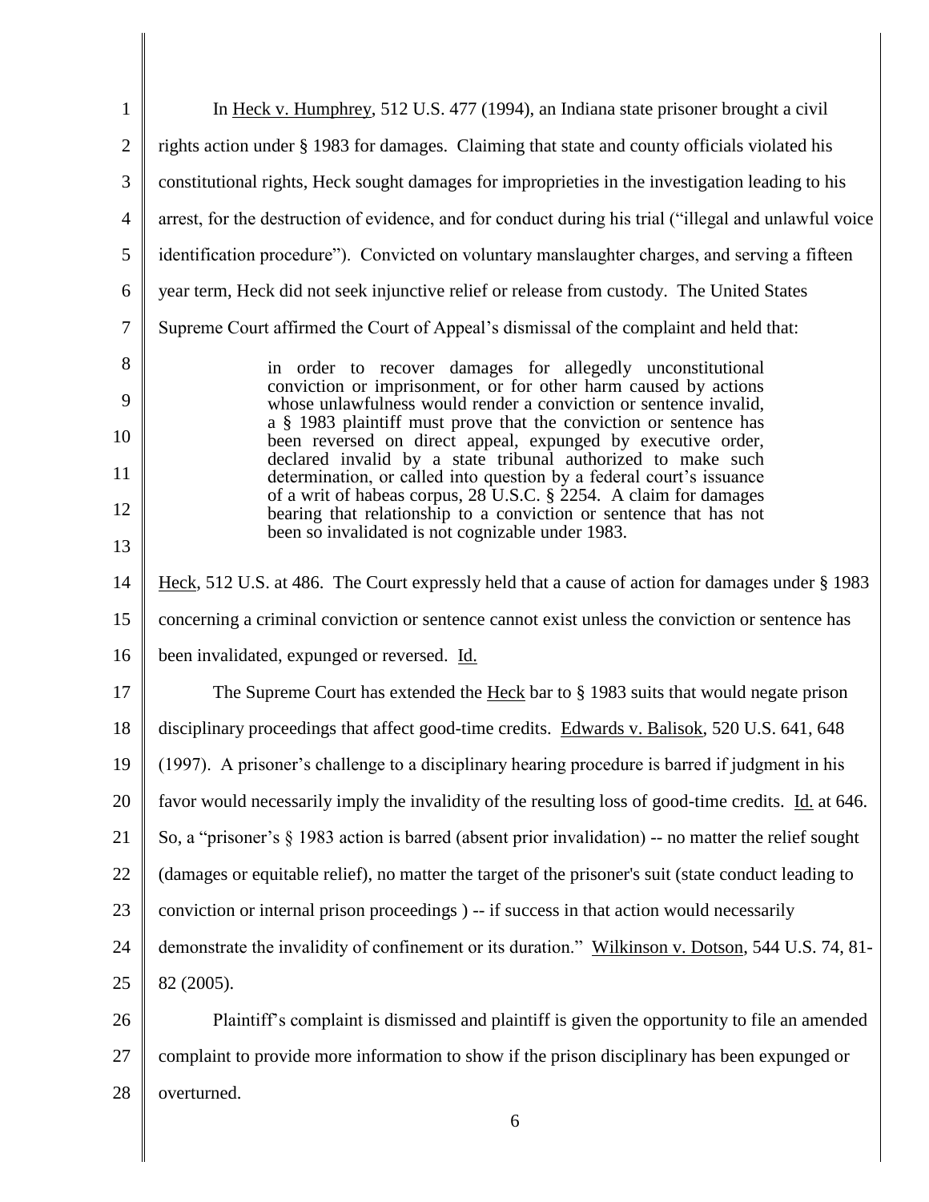In Heck v. Humphrey, 512 U.S. 477 (1994), an Indiana state prisoner brought a civil rights action under § 1983 for damages. Claiming that state and county officials violated his constitutional rights, Heck sought damages for improprieties in the investigation leading to his arrest, for the destruction of evidence, and for conduct during his trial ("illegal and unlawful voice identification procedure"). Convicted on voluntary manslaughter charges, and serving a fifteen year term, Heck did not seek injunctive relief or release from custody. The United States Supreme Court affirmed the Court of Appeal's dismissal of the complaint and held that:

> in order to recover damages for allegedly unconstitutional conviction or imprisonment, or for other harm caused by actions whose unlawfulness would render a conviction or sentence invalid, a § 1983 plaintiff must prove that the conviction or sentence has been reversed on direct appeal, expunged by executive order, declared invalid by a state tribunal authorized to make such determination, or called into question by a federal court's issuance of a writ of habeas corpus, 28 U.S.C. § 2254. A claim for damages bearing that relationship to a conviction or sentence that has not been so invalidated is not cognizable under 1983.

Heck, 512 U.S. at 486. The Court expressly held that a cause of action for damages under § 1983 concerning a criminal conviction or sentence cannot exist unless the conviction or sentence has been invalidated, expunged or reversed. Id.

The Supreme Court has extended the Heck bar to § 1983 suits that would negate prison disciplinary proceedings that affect good-time credits. Edwards v. Balisok, 520 U.S. 641, 648 (1997). A prisoner's challenge to a disciplinary hearing procedure is barred if judgment in his favor would necessarily imply the invalidity of the resulting loss of good-time credits. Id. at 646. So, a "prisoner's § 1983 action is barred (absent prior invalidation) -- no matter the relief sought (damages or equitable relief), no matter the target of the prisoner's suit (state conduct leading to conviction or internal prison proceedings ) -- if success in that action would necessarily demonstrate the invalidity of confinement or its duration." Wilkinson v. Dotson, 544 U.S. 74, 81-82 (2005).

Plaintiff's complaint is dismissed and plaintiff is given the opportunity to file an amended complaint to provide more information to show if the prison disciplinary has been expunged or overturned.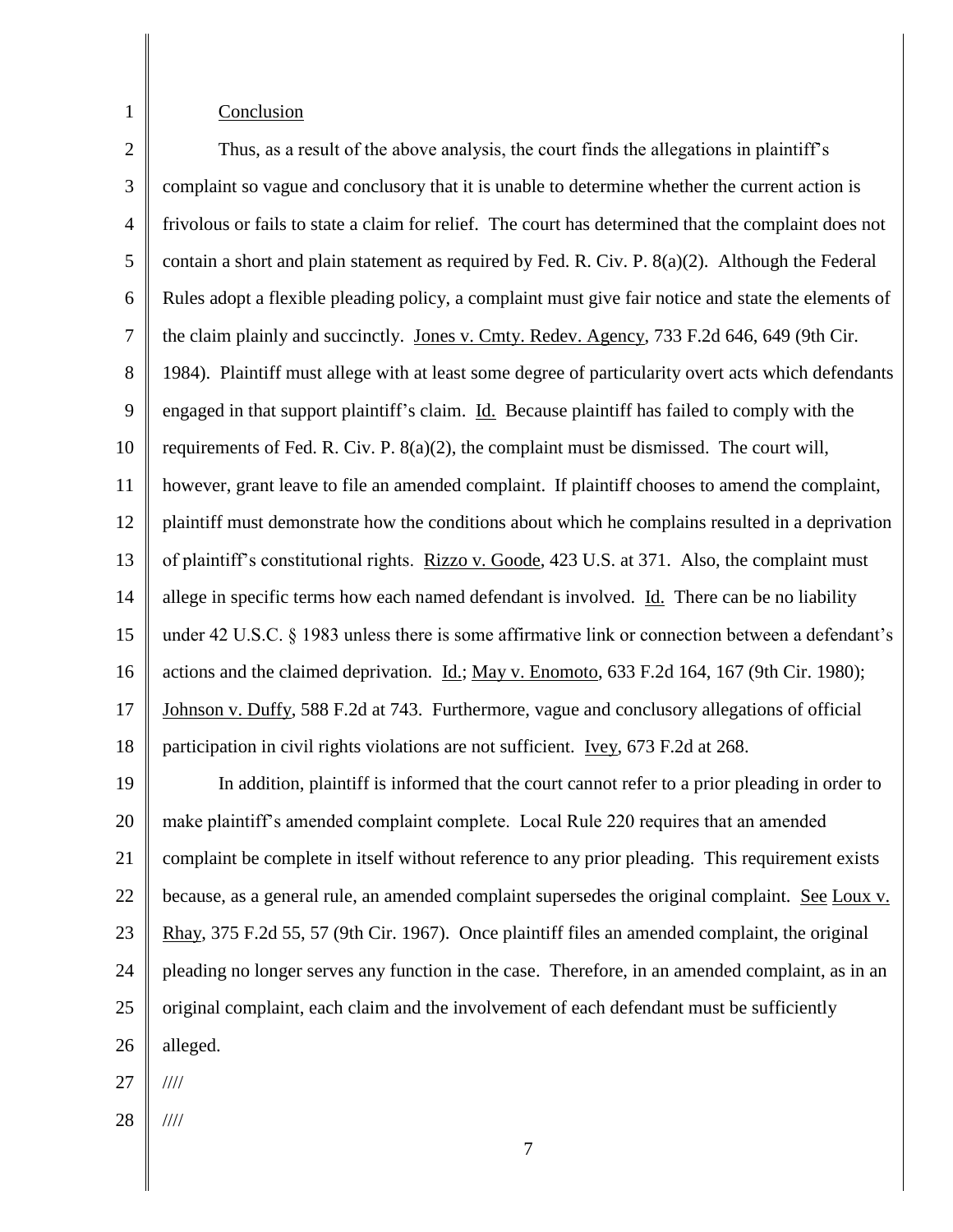Conclusion

Thus, as a result of the above analysis, the court finds the allegations in plaintiff's complaint so vague and conclusory that it is unable to determine whether the current action is frivolous or fails to state a claim for relief. The court has determined that the complaint does not contain a short and plain statement as required by Fed. R. Civ. P. 8(a)(2). Although the Federal Rules adopt a flexible pleading policy, a complaint must give fair notice and state the elements of the claim plainly and succinctly. Jones v. Cmty. Redev. Agency, 733 F.2d 646, 649 (9th Cir. 1984). Plaintiff must allege with at least some degree of particularity overt acts which defendants engaged in that support plaintiff's claim. Id. Because plaintiff has failed to comply with the requirements of Fed. R. Civ. P. 8(a)(2), the complaint must be dismissed. The court will, however, grant leave to file an amended complaint. If plaintiff chooses to amend the complaint, plaintiff must demonstrate how the conditions about which he complains resulted in a deprivation of plaintiff's constitutional rights. Rizzo v. Goode, 423 U.S. at 371. Also, the complaint must allege in specific terms how each named defendant is involved. Id. There can be no liability under 42 U.S.C. § 1983 unless there is some affirmative link or connection between a defendant's actions and the claimed deprivation. Id.; May v. Enomoto, 633 F.2d 164, 167 (9th Cir. 1980); Johnson v. Duffy, 588 F.2d at 743. Furthermore, vague and conclusory allegations of official participation in civil rights violations are not sufficient. Ivey, 673 F.2d at 268.

In addition, plaintiff is informed that the court cannot refer to a prior pleading in order to make plaintiff's amended complaint complete. Local Rule 220 requires that an amended complaint be complete in itself without reference to any prior pleading. This requirement exists because, as a general rule, an amended complaint supersedes the original complaint. See Loux v. Rhay, 375 F.2d 55, 57 (9th Cir. 1967). Once plaintiff files an amended complaint, the original pleading no longer serves any function in the case. Therefore, in an amended complaint, as in an original complaint, each claim and the involvement of each defendant must be sufficiently alleged.

////

////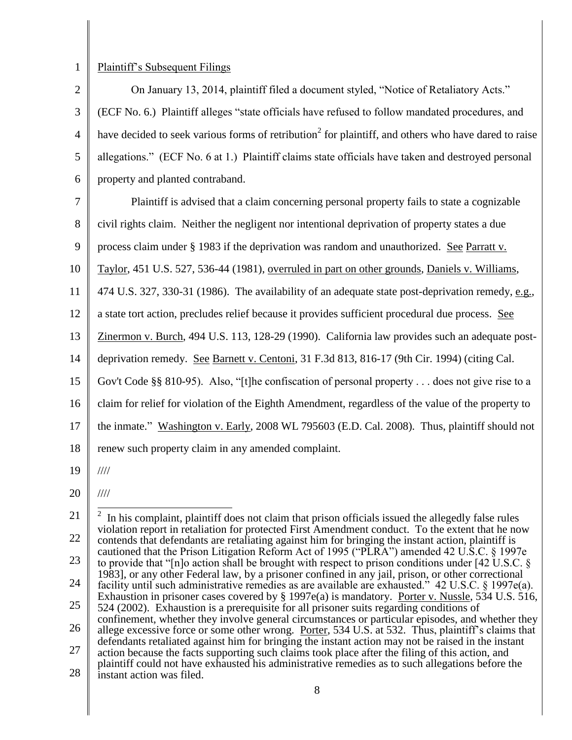Plaintiff's Subsequent Filings

On January 13, 2014, plaintiff filed a document styled, "Notice of Retaliatory Acts." (ECF No. 6.) Plaintiff alleges "state officials have refused to follow mandated procedures, and have decided to seek various forms of retribution[2] for plaintiff, and others who have dared to raise allegations." (ECF No. 6 at 1.) Plaintiff claims state officials have taken and destroyed personal property and planted contraband.

Plaintiff is advised that a claim concerning personal property fails to state a cognizable civil rights claim. Neither the negligent nor intentional deprivation of property states a due process claim under § 1983 if the deprivation was random and unauthorized. See Parratt v. Taylor, 451 U.S. 527, 536-44 (1981), overruled in part on other grounds, Daniels v. Williams, 474 U.S. 327, 330-31 (1986). The availability of an adequate state post-deprivation remedy, e.g., a state tort action, precludes relief because it provides sufficient procedural due process. See Zinermon v. Burch, 494 U.S. 113, 128-29 (1990). California law provides such an adequate post-deprivation remedy. See Barnett v. Centoni, 31 F.3d 813, 816-17 (9th Cir. 1994) (citing Cal. Gov't Code §§ 810-95). Also, "[t]he confiscation of personal property . . . does not give rise to a claim for relief for violation of the Eighth Amendment, regardless of the value of the property to the inmate." Washington v. Early, 2008 WL 795603 (E.D. Cal. 2008). Thus, plaintiff should not renew such property claim in any amended complaint.

////

////

[2] In his complaint, plaintiff does not claim that prison officials issued the allegedly false rules violation report in retaliation for protected First Amendment conduct. To the extent that he now contends that defendants are retaliating against him for bringing the instant action, plaintiff is cautioned that the Prison Litigation Reform Act of 1995 ("PLRA") amended 42 U.S.C. § 1997e to provide that "[n]o action shall be brought with respect to prison conditions under [42 U.S.C. § 1983], or any other Federal law, by a prisoner confined in any jail, prison, or other correctional facility until such administrative remedies as are available are exhausted." 42 U.S.C. § 1997e(a). Exhaustion in prisoner cases covered by § 1997e(a) is mandatory. Porter v. Nussle, 534 U.S. 516, 524 (2002). Exhaustion is a prerequisite for all prisoner suits regarding conditions of confinement, whether they involve general circumstances or particular episodes, and whether they allege excessive force or some other wrong. Porter, 534 U.S. at 532. Thus, plaintiff's claims that defendants retaliated against him for bringing the instant action may not be raised in the instant action because the facts supporting such claims took place after the filing of this action, and plaintiff could not have exhausted his administrative remedies as to such allegations before the instant action was filed.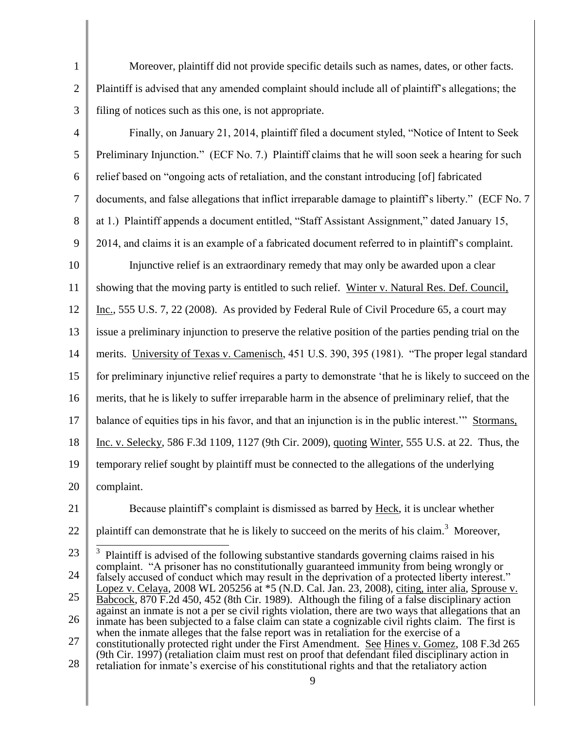Moreover, plaintiff did not provide specific details such as names, dates, or other facts. Plaintiff is advised that any amended complaint should include all of plaintiff's allegations; the filing of notices such as this one, is not appropriate.

Finally, on January 21, 2014, plaintiff filed a document styled, "Notice of Intent to Seek Preliminary Injunction." (ECF No. 7.) Plaintiff claims that he will soon seek a hearing for such relief based on "ongoing acts of retaliation, and the constant introducing [of] fabricated documents, and false allegations that inflict irreparable damage to plaintiff's liberty." (ECF No. 7 at 1.) Plaintiff appends a document entitled, "Staff Assistant Assignment," dated January 15, 2014, and claims it is an example of a fabricated document referred to in plaintiff's complaint.

Injunctive relief is an extraordinary remedy that may only be awarded upon a clear showing that the moving party is entitled to such relief. Winter v. Natural Res. Def. Council, Inc., 555 U.S. 7, 22 (2008). As provided by Federal Rule of Civil Procedure 65, a court may issue a preliminary injunction to preserve the relative position of the parties pending trial on the merits. University of Texas v. Camenisch, 451 U.S. 390, 395 (1981). "The proper legal standard for preliminary injunctive relief requires a party to demonstrate 'that he is likely to succeed on the merits, that he is likely to suffer irreparable harm in the absence of preliminary relief, that the balance of equities tips in his favor, and that an injunction is in the public interest.'" Stormans, Inc. v. Selecky, 586 F.3d 1109, 1127 (9th Cir. 2009), quoting Winter, 555 U.S. at 22. Thus, the temporary relief sought by plaintiff must be connected to the allegations of the underlying complaint.

Because plaintiff's complaint is dismissed as barred by Heck, it is unclear whether plaintiff can demonstrate that he is likely to succeed on the merits of his claim.[3] Moreover,

---

[3] Plaintiff is advised of the following substantive standards governing claims raised in his complaint. "A prisoner has no constitutionally guaranteed immunity from being wrongly or falsely accused of conduct which may result in the deprivation of a protected liberty interest." Lopez v. Celaya, 2008 WL 205256 at *5 (N.D. Cal. Jan. 23, 2008), citing, inter alia, Sprouse v. Babcock, 870 F.2d 450, 452 (8th Cir. 1989). Although the filing of a false disciplinary action against an inmate is not a per se civil rights violation, there are two ways that allegations that an inmate has been subjected to a false claim can state a cognizable civil rights claim. The first is when the inmate alleges that the false report was in retaliation for the exercise of a constitutionally protected right under the First Amendment. See Hines v. Gomez, 108 F.3d 265 (9th Cir. 1997) (retaliation claim must rest on proof that defendant filed disciplinary action in retaliation for inmate's exercise of his constitutional rights and that the retaliatory action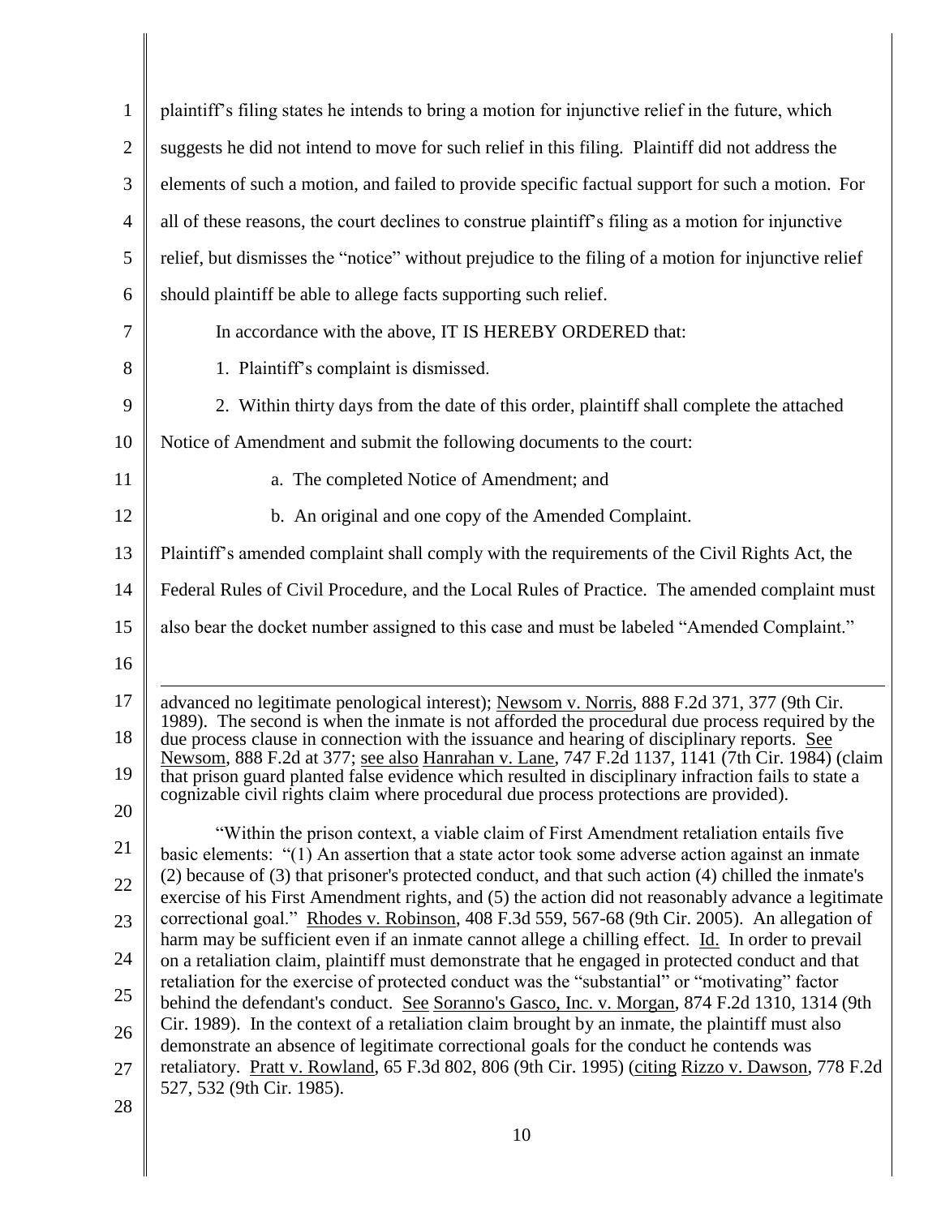plaintiff's filing states he intends to bring a motion for injunctive relief in the future, which suggests he did not intend to move for such relief in this filing. Plaintiff did not address the elements of such a motion, and failed to provide specific factual support for such a motion. For all of these reasons, the court declines to construe plaintiff's filing as a motion for injunctive relief, but dismisses the "notice" without prejudice to the filing of a motion for injunctive relief should plaintiff be able to allege facts supporting such relief.

In accordance with the above, IT IS HEREBY ORDERED that:

1. Plaintiff's complaint is dismissed.

2. Within thirty days from the date of this order, plaintiff shall complete the attached Notice of Amendment and submit the following documents to the court:

a. The completed Notice of Amendment; and

b. An original and one copy of the Amended Complaint.

Plaintiff's amended complaint shall comply with the requirements of the Civil Rights Act, the Federal Rules of Civil Procedure, and the Local Rules of Practice. The amended complaint must also bear the docket number assigned to this case and must be labeled "Amended Complaint."

---

advanced no legitimate penological interest); Newsom v. Norris, 888 F.2d 371, 377 (9th Cir. 1989). The second is when the inmate is not afforded the procedural due process required by the due process clause in connection with the issuance and hearing of disciplinary reports. See Newsom, 888 F.2d at 377; see also Hanrahan v. Lane, 747 F.2d 1137, 1141 (7th Cir. 1984) (claim that prison guard planted false evidence which resulted in disciplinary infraction fails to state a cognizable civil rights claim where procedural due process protections are provided).

"Within the prison context, a viable claim of First Amendment retaliation entails five basic elements: "(1) An assertion that a state actor took some adverse action against an inmate (2) because of (3) that prisoner's protected conduct, and that such action (4) chilled the inmate's exercise of his First Amendment rights, and (5) the action did not reasonably advance a legitimate correctional goal." Rhodes v. Robinson, 408 F.3d 559, 567-68 (9th Cir. 2005). An allegation of harm may be sufficient even if an inmate cannot allege a chilling effect. Id. In order to prevail on a retaliation claim, plaintiff must demonstrate that he engaged in protected conduct and that retaliation for the exercise of protected conduct was the "substantial" or "motivating" factor behind the defendant's conduct. See Soranno's Gasco, Inc. v. Morgan, 874 F.2d 1310, 1314 (9th Cir. 1989). In the context of a retaliation claim brought by an inmate, the plaintiff must also demonstrate an absence of legitimate correctional goals for the conduct he contends was retaliatory. Pratt v. Rowland, 65 F.3d 802, 806 (9th Cir. 1995) (citing Rizzo v. Dawson, 778 F.2d 527, 532 (9th Cir. 1985).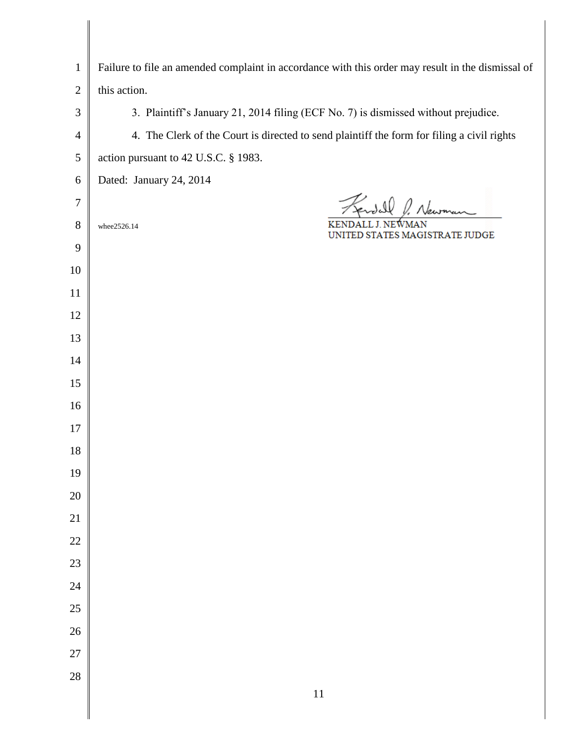Failure to file an amended complaint in accordance with this order may result in the dismissal of this action.

3. Plaintiff's January 21, 2014 filing (ECF No. 7) is dismissed without prejudice.

4. The Clerk of the Court is directed to send plaintiff the form for filing a civil rights action pursuant to 42 U.S.C. § 1983.

Dated: January 24, 2014

KENDALL J. NEWMAN
UNITED STATES MAGISTRATE JUDGE

whee2526.14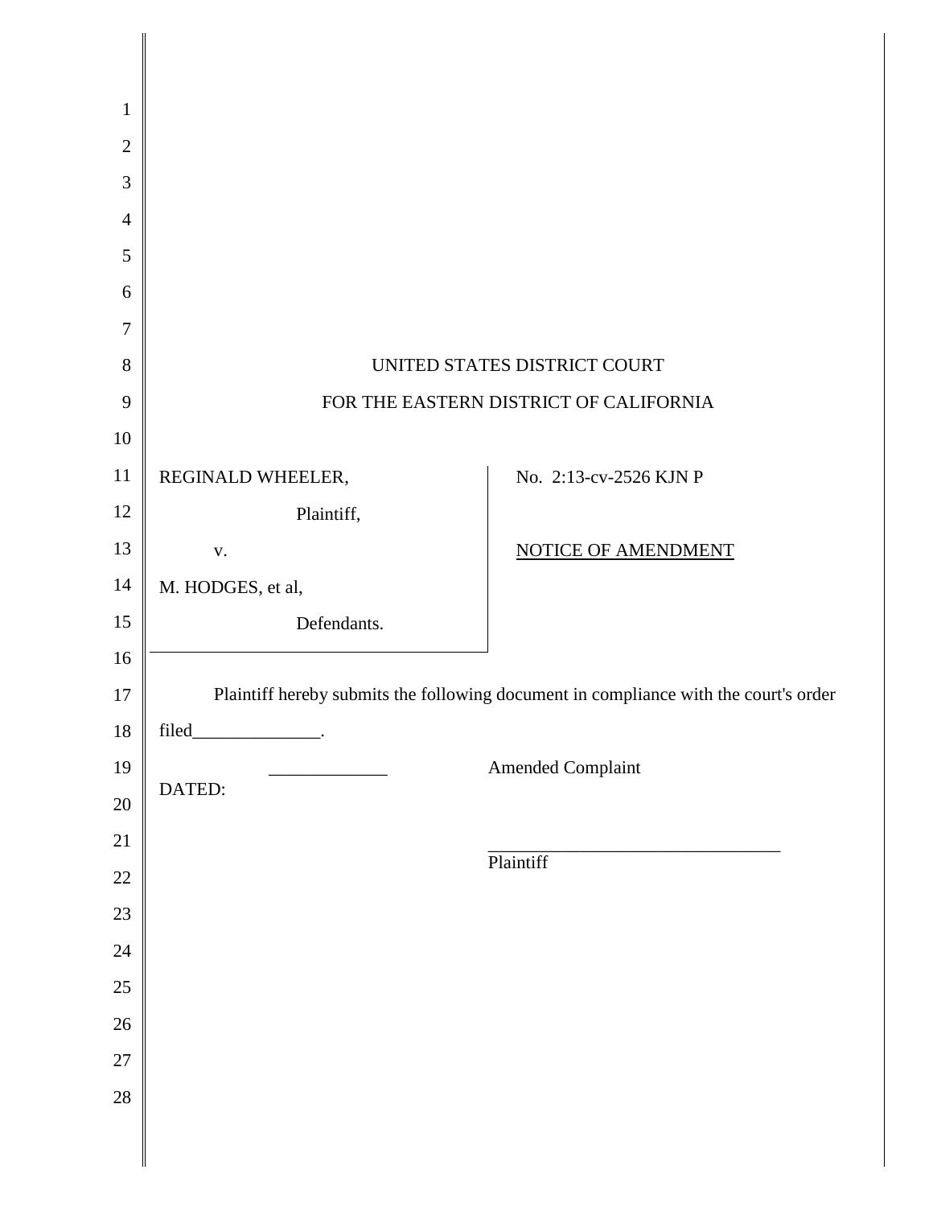UNITED STATES DISTRICT COURT

FOR THE EASTERN DISTRICT OF CALIFORNIA

| | |
|---|---|
| REGINALD WHEELER,<br><br>Plaintiff,<br><br>v.<br><br>M. HODGES, et al,<br><br>Defendants. | No. 2:13-cv-2526 KJN P<br><br>NOTICE OF AMENDMENT |

Plaintiff hereby submits the following document in compliance with the court's order filed______________.

_____________ Amended Complaint

DATED:

________________________________

Plaintiff